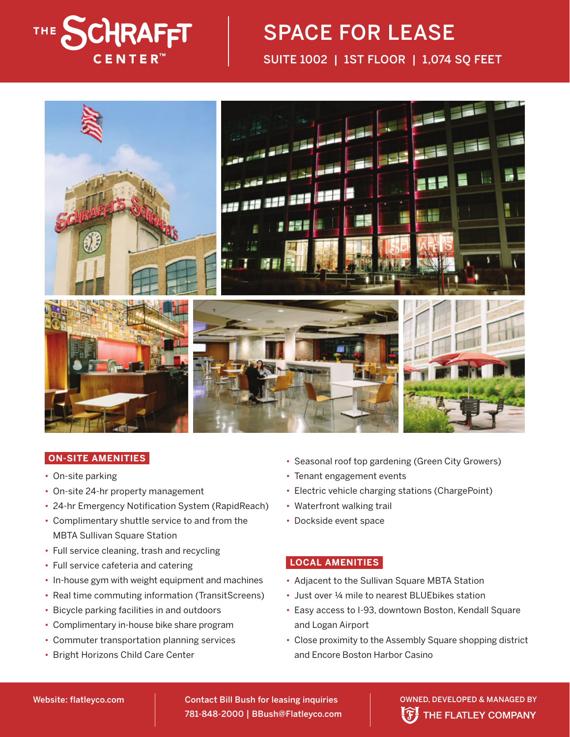# THE SCHRAFFT CENTER™

## SPACE FOR LEASE

SUITE 1002 | 1ST FLOOR | 1,074 SQ FEET

### ON-SITE AMENITIES

- On-site parking
- On-site 24-hr property management
- 24-hr Emergency Notification System (RapidReach)
- Complimentary shuttle service to and from the MBTA Sullivan Square Station
- Full service cleaning, trash and recycling
- Full service cafeteria and catering
- In-house gym with weight equipment and machines
- Real time commuting information (TransitScreens)
- Bicycle parking facilities in and outdoors
- Complimentary in-house bike share program
- Commuter transportation planning services
- Bright Horizons Child Care Center
- Seasonal roof top gardening (Green City Growers)
- Tenant engagement events
- Electric vehicle charging stations (ChargePoint)
- Waterfront walking trail
- Dockside event space

### LOCAL AMENITIES

- Adjacent to the Sullivan Square MBTA Station
- Just over ¼ mile to nearest BLUEbikes station
- Easy access to I-93, downtown Boston, Kendall Square and Logan Airport
- Close proximity to the Assembly Square shopping district and Encore Boston Harbor Casino

Website: flatleyco.com

Contact Bill Bush for leasing inquiries
781-848-2000 | BBush@Flatleyco.com

OWNED, DEVELOPED & MANAGED BY THE FLATLEY COMPANY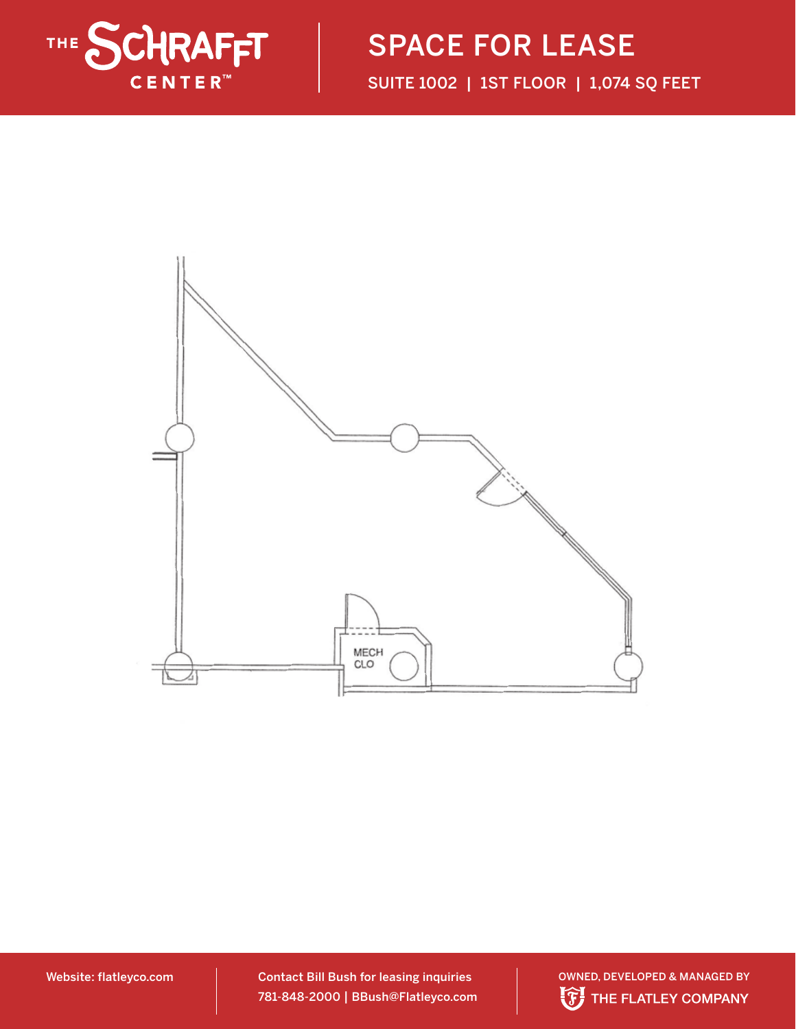THE SCHRAFFT CENTER™

# SPACE FOR LEASE

SUITE 1002 | 1ST FLOOR | 1,074 SQ FEET

MECH
CLO

Website: flatleyco.com

Contact Bill Bush for leasing inquiries
781-848-2000 | BBush@Flatleyco.com

OWNED, DEVELOPED & MANAGED BY
THE FLATLEY COMPANY